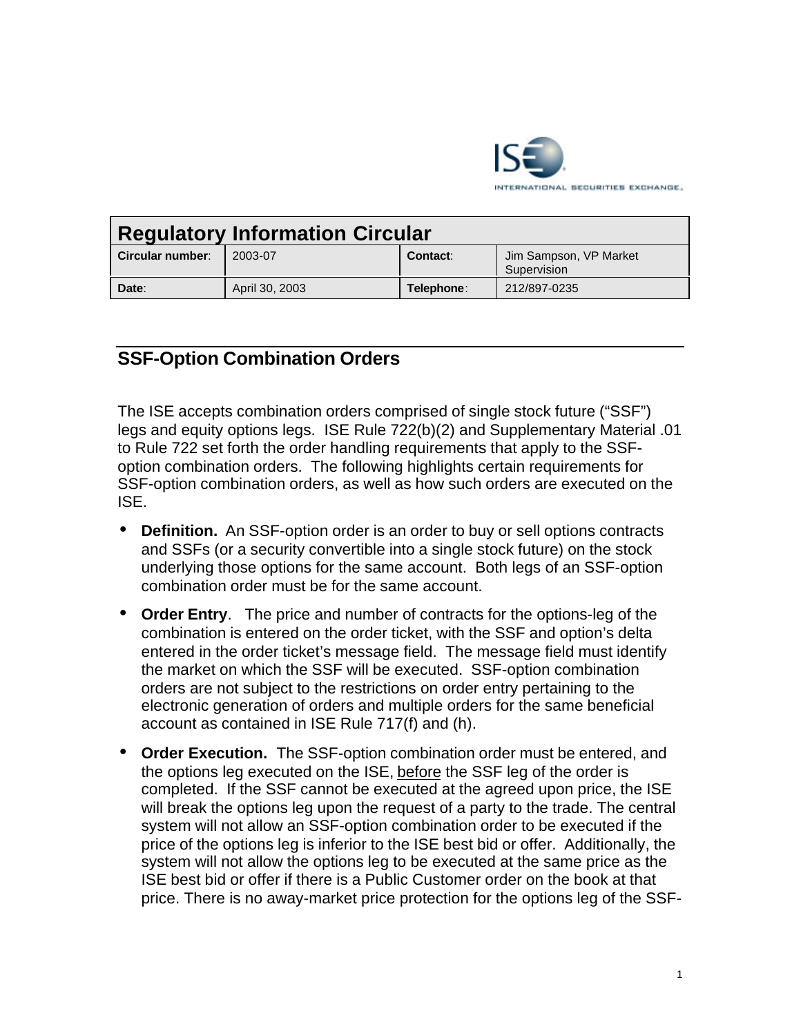# Regulatory Information Circular

| Circular number: | 2003-07 | Contact: | Jim Sampson, VP Market Supervision |
|---|---|---|---|
| Date: | April 30, 2003 | Telephone: | 212/897-0235 |

## SSF-Option Combination Orders

The ISE accepts combination orders comprised of single stock future ("SSF") legs and equity options legs. ISE Rule 722(b)(2) and Supplementary Material .01 to Rule 722 set forth the order handling requirements that apply to the SSF-option combination orders. The following highlights certain requirements for SSF-option combination orders, as well as how such orders are executed on the ISE.

- **Definition.** An SSF-option order is an order to buy or sell options contracts and SSFs (or a security convertible into a single stock future) on the stock underlying those options for the same account. Both legs of an SSF-option combination order must be for the same account.

- **Order Entry**. The price and number of contracts for the options-leg of the combination is entered on the order ticket, with the SSF and option's delta entered in the order ticket's message field. The message field must identify the market on which the SSF will be executed. SSF-option combination orders are not subject to the restrictions on order entry pertaining to the electronic generation of orders and multiple orders for the same beneficial account as contained in ISE Rule 717(f) and (h).

- **Order Execution.** The SSF-option combination order must be entered, and the options leg executed on the ISE, <u>before</u> the SSF leg of the order is completed. If the SSF cannot be executed at the agreed upon price, the ISE will break the options leg upon the request of a party to the trade. The central system will not allow an SSF-option combination order to be executed if the price of the options leg is inferior to the ISE best bid or offer. Additionally, the system will not allow the options leg to be executed at the same price as the ISE best bid or offer if there is a Public Customer order on the book at that price. There is no away-market price protection for the options leg of the SSF-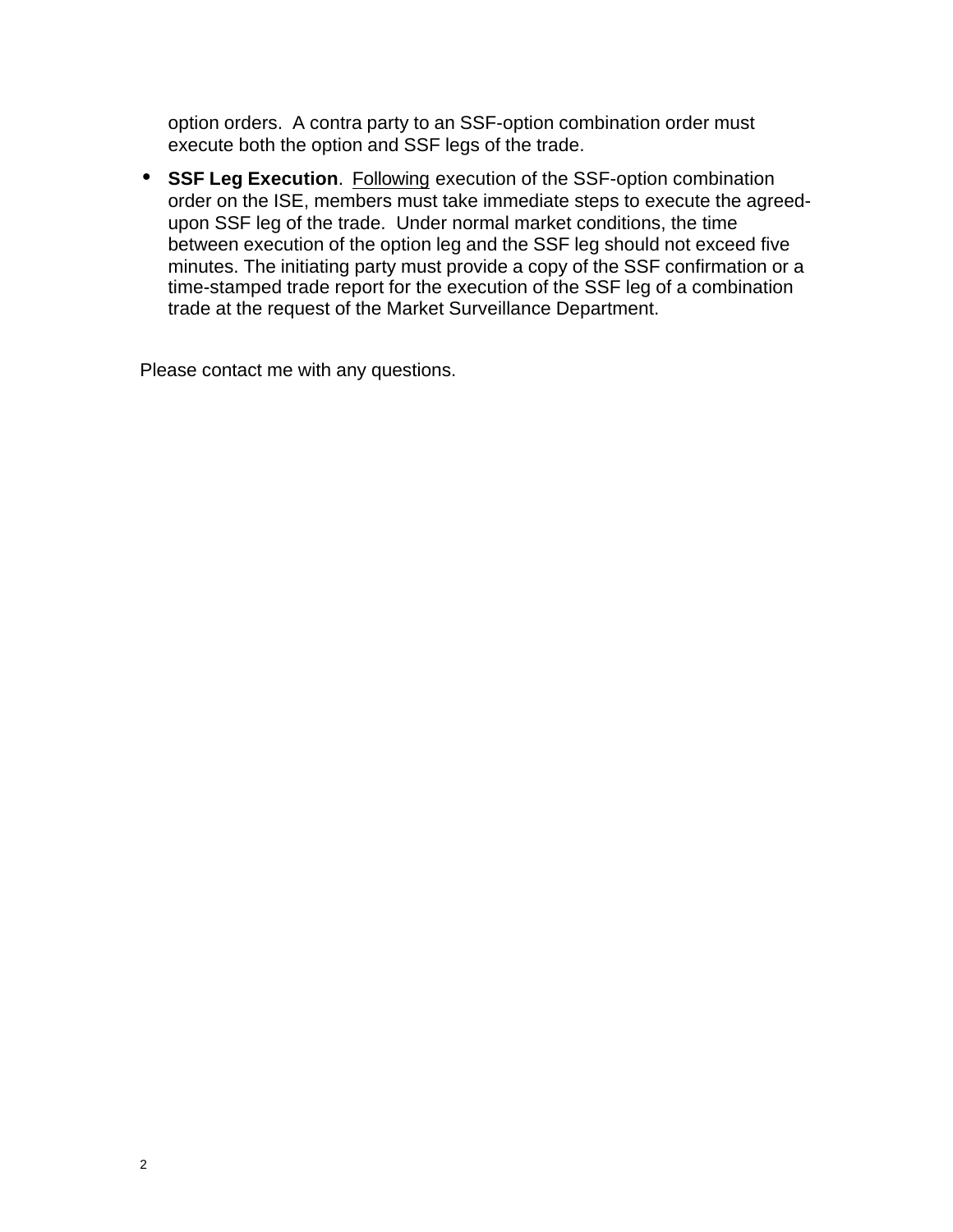option orders. A contra party to an SSF-option combination order must execute both the option and SSF legs of the trade.

- **SSF Leg Execution**. Following execution of the SSF-option combination order on the ISE, members must take immediate steps to execute the agreed-upon SSF leg of the trade. Under normal market conditions, the time between execution of the option leg and the SSF leg should not exceed five minutes. The initiating party must provide a copy of the SSF confirmation or a time-stamped trade report for the execution of the SSF leg of a combination trade at the request of the Market Surveillance Department.

Please contact me with any questions.